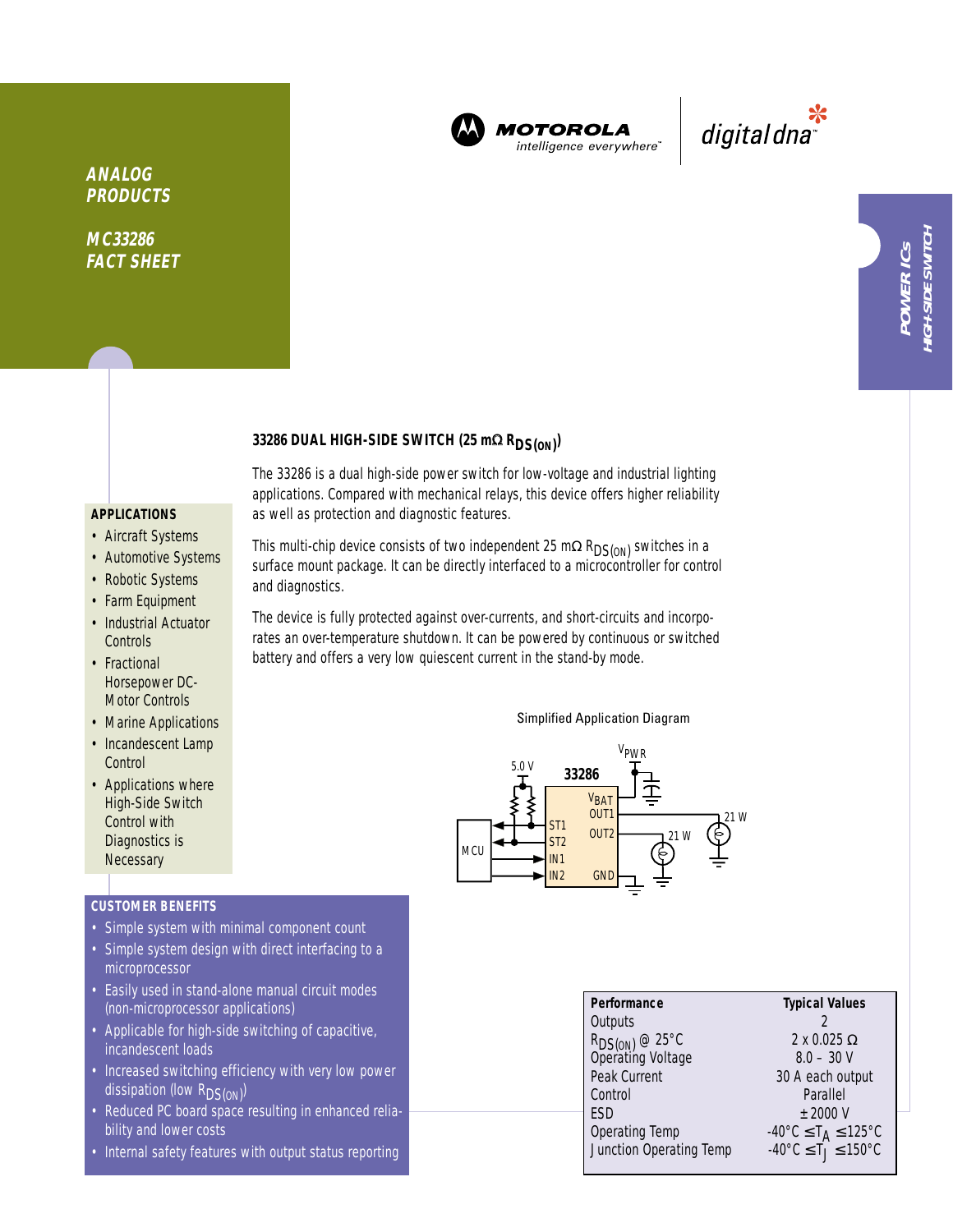ANALOG PRODUCTS

MC33286 FACT SHEET

MOTOROLA intelligence everywhere™ | digital dna™

POWER ICs
HIGH-SIDE SWITCH

## 33286 DUAL HIGH-SIDE SWITCH (25 mΩ $R_{DS(ON)}$)

The 33286 is a dual high-side power switch for low-voltage and industrial lighting applications. Compared with mechanical relays, this device offers higher reliability as well as protection and diagnostic features.

This multi-chip device consists of two independent 25 mΩ $R_{DS(ON)}$ switches in a surface mount package. It can be directly interfaced to a microcontroller for control and diagnostics.

The device is fully protected against over-currents, and short-circuits and incorporates an over-temperature shutdown. It can be powered by continuous or switched battery and offers a very low quiescent current in the stand-by mode.

### APPLICATIONS

- Aircraft Systems
- Automotive Systems
- Robotic Systems
- Farm Equipment
- Industrial Actuator Controls
- Fractional Horsepower DC-Motor Controls
- Marine Applications
- Incandescent Lamp Control
- Applications where High-Side Switch Control with Diagnostics is Necessary

Simplified Application Diagram

### CUSTOMER BENEFITS

- Simple system with minimal component count
- Simple system design with direct interfacing to a microprocessor
- Easily used in stand-alone manual circuit modes (non-microprocessor applications)
- Applicable for high-side switching of capacitive, incandescent loads
- Increased switching efficiency with very low power dissipation (low $R_{DS(ON)}$)
- Reduced PC board space resulting in enhanced reliability and lower costs
- Internal safety features with output status reporting

| Performance | Typical Values |
| --- | --- |
| Outputs | 2 |
| $R_{DS(ON)}$ @ 25°C | 2 x 0.025 Ω |
| Operating Voltage | 8.0 – 30 V |
| Peak Current | 30 A each output |
| Control | Parallel |
| ESD | ±2000 V |
| Operating Temp | -40°C ≤ $T_A$ ≤ 125°C |
| Junction Operating Temp | -40°C ≤ $T_J$ ≤ 150°C |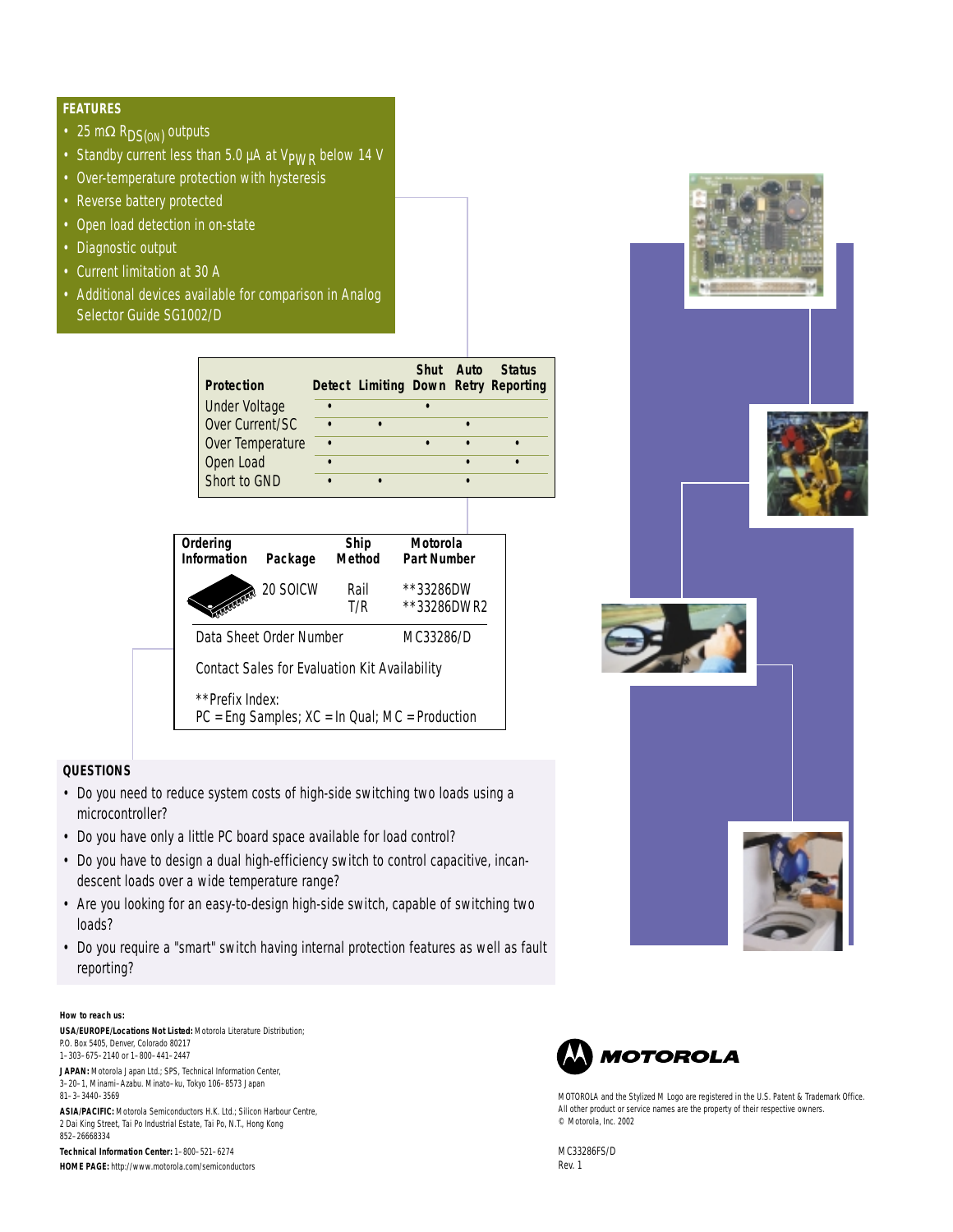## FEATURES

- 25 mΩ $R_{DS(ON)}$ outputs
- Standby current less than 5.0 µA at $V_{PWR}$ below 14 V
- Over-temperature protection with hysteresis
- Reverse battery protected
- Open load detection in on-state
- Diagnostic output
- Current limitation at 30 A
- Additional devices available for comparison in Analog Selector Guide SG1002/D

| Protection | Detect | Limiting | Shut Down | Auto Retry | Status Reporting |
|---|---|---|---|---|---|
| Under Voltage | • | | • | | |
| Over Current/SC | • | • | | • | |
| Over Temperature | • | | • | • | • |
| Open Load | • | | | • | • |
| Short to GND | • | • | | • | |

| Ordering Information | Package | Ship Method | Motorola Part Number |
|---|---|---|---|
| | 20 SOICW | Rail | **33286DW |
| | | T/R | **33286DWR2 |
| Data Sheet Order Number | | | MC33286/D |
| Contact Sales for Evaluation Kit Availability | | | |
| **Prefix Index: PC = Eng Samples; XC = In Qual; MC = Production | | | |

## QUESTIONS

- Do you need to reduce system costs of high-side switching two loads using a microcontroller?
- Do you have only a little PC board space available for load control?
- Do you have to design a dual high-efficiency switch to control capacitive, incandescent loads over a wide temperature range?
- Are you looking for an easy-to-design high-side switch, capable of switching two loads?
- Do you require a "smart" switch having internal protection features as well as fault reporting?

**How to reach us:**

**USA/EUROPE/Locations Not Listed:** Motorola Literature Distribution; P.O. Box 5405, Denver, Colorado 80217
1–303–675–2140 or 1–800–441–2447

**JAPAN:** Motorola Japan Ltd.; SPS, Technical Information Center, 3–20–1, Minami–Azabu. Minato–ku, Tokyo 106–8573 Japan
81–3–3440–3569

**ASIA/PACIFIC:** Motorola Semiconductors H.K. Ltd.; Silicon Harbour Centre, 2 Dai King Street, Tai Po Industrial Estate, Tai Po, N.T., Hong Kong
852–26668334

**Technical Information Center:** 1–800–521–6274

**HOME PAGE:** http://www.motorola.com/semiconductors

MOTOROLA

MOTOROLA and the Stylized M Logo are registered in the U.S. Patent & Trademark Office. All other product or service names are the property of their respective owners.
© Motorola, Inc. 2002

MC33286FS/D
Rev. 1